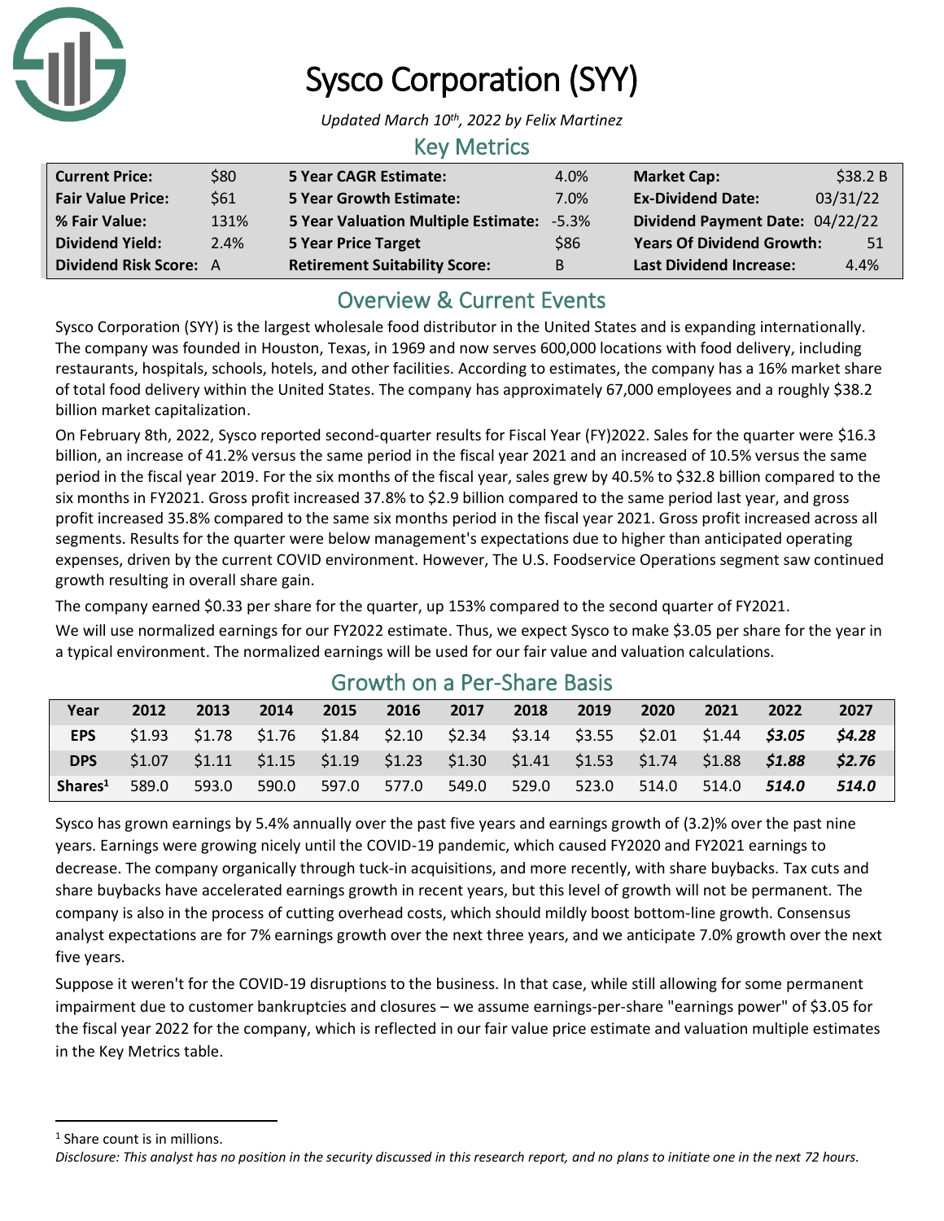# Sysco Corporation (SYY)

*Updated March 10th, 2022 by Felix Martinez*

## Key Metrics

| | | | | | |
|---|---|---|---|---|---|
| **Current Price:** | $80 | **5 Year CAGR Estimate:** | 4.0% | **Market Cap:** | $38.2 B |
| **Fair Value Price:** | $61 | **5 Year Growth Estimate:** | 7.0% | **Ex-Dividend Date:** | 03/31/22 |
| **% Fair Value:** | 131% | **5 Year Valuation Multiple Estimate:** | -5.3% | **Dividend Payment Date:** | 04/22/22 |
| **Dividend Yield:** | 2.4% | **5 Year Price Target** | $86 | **Years Of Dividend Growth:** | 51 |
| **Dividend Risk Score:** | A | **Retirement Suitability Score:** | B | **Last Dividend Increase:** | 4.4% |

## Overview & Current Events

Sysco Corporation (SYY) is the largest wholesale food distributor in the United States and is expanding internationally. The company was founded in Houston, Texas, in 1969 and now serves 600,000 locations with food delivery, including restaurants, hospitals, schools, hotels, and other facilities. According to estimates, the company has a 16% market share of total food delivery within the United States. The company has approximately 67,000 employees and a roughly $38.2 billion market capitalization.

On February 8th, 2022, Sysco reported second-quarter results for Fiscal Year (FY)2022. Sales for the quarter were $16.3 billion, an increase of 41.2% versus the same period in the fiscal year 2021 and an increased of 10.5% versus the same period in the fiscal year 2019. For the six months of the fiscal year, sales grew by 40.5% to $32.8 billion compared to the six months in FY2021. Gross profit increased 37.8% to $2.9 billion compared to the same period last year, and gross profit increased 35.8% compared to the same six months period in the fiscal year 2021. Gross profit increased across all segments. Results for the quarter were below management's expectations due to higher than anticipated operating expenses, driven by the current COVID environment. However, The U.S. Foodservice Operations segment saw continued growth resulting in overall share gain.

The company earned $0.33 per share for the quarter, up 153% compared to the second quarter of FY2021.

We will use normalized earnings for our FY2022 estimate. Thus, we expect Sysco to make $3.05 per share for the year in a typical environment. The normalized earnings will be used for our fair value and valuation calculations.

## Growth on a Per-Share Basis

| Year | 2012 | 2013 | 2014 | 2015 | 2016 | 2017 | 2018 | 2019 | 2020 | 2021 | 2022 | 2027 |
|---|---|---|---|---|---|---|---|---|---|---|---|---|
| **EPS** | $1.93 | $1.78 | $1.76 | $1.84 | $2.10 | $2.34 | $3.14 | $3.55 | $2.01 | $1.44 | ***$3.05*** | ***$4.28*** |
| **DPS** | $1.07 | $1.11 | $1.15 | $1.19 | $1.23 | $1.30 | $1.41 | $1.53 | $1.74 | $1.88 | ***$1.88*** | ***$2.76*** |
| **Shares[1]** | 589.0 | 593.0 | 590.0 | 597.0 | 577.0 | 549.0 | 529.0 | 523.0 | 514.0 | 514.0 | ***514.0*** | ***514.0*** |

Sysco has grown earnings by 5.4% annually over the past five years and earnings growth of (3.2)% over the past nine years. Earnings were growing nicely until the COVID-19 pandemic, which caused FY2020 and FY2021 earnings to decrease. The company organically through tuck-in acquisitions, and more recently, with share buybacks. Tax cuts and share buybacks have accelerated earnings growth in recent years, but this level of growth will not be permanent. The company is also in the process of cutting overhead costs, which should mildly boost bottom-line growth. Consensus analyst expectations are for 7% earnings growth over the next three years, and we anticipate 7.0% growth over the next five years.

Suppose it weren't for the COVID-19 disruptions to the business. In that case, while still allowing for some permanent impairment due to customer bankruptcies and closures – we assume earnings-per-share "earnings power" of $3.05 for the fiscal year 2022 for the company, which is reflected in our fair value price estimate and valuation multiple estimates in the Key Metrics table.

[1] Share count is in millions.

*Disclosure: This analyst has no position in the security discussed in this research report, and no plans to initiate one in the next 72 hours.*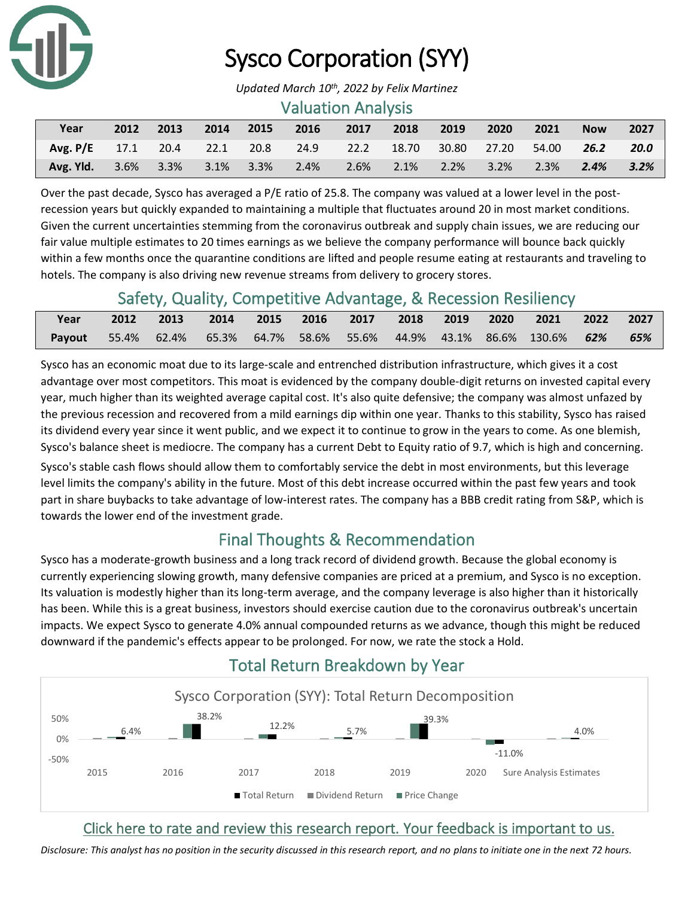# Sysco Corporation (SYY)

*Updated March 10th, 2022 by Felix Martinez*

## Valuation Analysis

| Year | 2012 | 2013 | 2014 | 2015 | 2016 | 2017 | 2018 | 2019 | 2020 | 2021 | Now | 2027 |
|---|---|---|---|---|---|---|---|---|---|---|---|---|
| Avg. P/E | 17.1 | 20.4 | 22.1 | 20.8 | 24.9 | 22.2 | 18.70 | 30.80 | 27.20 | 54.00 | ***26.2*** | ***20.0*** |
| Avg. Yld. | 3.6% | 3.3% | 3.1% | 3.3% | 2.4% | 2.6% | 2.1% | 2.2% | 3.2% | 2.3% | ***2.4%*** | ***3.2%*** |

Over the past decade, Sysco has averaged a P/E ratio of 25.8. The company was valued at a lower level in the post-recession years but quickly expanded to maintaining a multiple that fluctuates around 20 in most market conditions. Given the current uncertainties stemming from the coronavirus outbreak and supply chain issues, we are reducing our fair value multiple estimates to 20 times earnings as we believe the company performance will bounce back quickly within a few months once the quarantine conditions are lifted and people resume eating at restaurants and traveling to hotels. The company is also driving new revenue streams from delivery to grocery stores.

## Safety, Quality, Competitive Advantage, & Recession Resiliency

| Year | 2012 | 2013 | 2014 | 2015 | 2016 | 2017 | 2018 | 2019 | 2020 | 2021 | 2022 | 2027 |
|---|---|---|---|---|---|---|---|---|---|---|---|---|
| Payout | 55.4% | 62.4% | 65.3% | 64.7% | 58.6% | 55.6% | 44.9% | 43.1% | 86.6% | 130.6% | ***62%*** | ***65%*** |

Sysco has an economic moat due to its large-scale and entrenched distribution infrastructure, which gives it a cost advantage over most competitors. This moat is evidenced by the company double-digit returns on invested capital every year, much higher than its weighted average capital cost. It's also quite defensive; the company was almost unfazed by the previous recession and recovered from a mild earnings dip within one year. Thanks to this stability, Sysco has raised its dividend every year since it went public, and we expect it to continue to grow in the years to come. As one blemish, Sysco's balance sheet is mediocre. The company has a current Debt to Equity ratio of 9.7, which is high and concerning.

Sysco's stable cash flows should allow them to comfortably service the debt in most environments, but this leverage level limits the company's ability in the future. Most of this debt increase occurred within the past few years and took part in share buybacks to take advantage of low-interest rates. The company has a BBB credit rating from S&P, which is towards the lower end of the investment grade.

## Final Thoughts & Recommendation

Sysco has a moderate-growth business and a long track record of dividend growth. Because the global economy is currently experiencing slowing growth, many defensive companies are priced at a premium, and Sysco is no exception. Its valuation is modestly higher than its long-term average, and the company leverage is also higher than it historically has been. While this is a great business, investors should exercise caution due to the coronavirus outbreak's uncertain impacts. We expect Sysco to generate 4.0% annual compounded returns as we advance, though this might be reduced downward if the pandemic's effects appear to be prolonged. For now, we rate the stock a Hold.

## Total Return Breakdown by Year

Sysco Corporation (SYY): Total Return Decomposition

| | 2015 | 2016 | 2017 | 2018 | 2019 | 2020 | Sure Analysis Estimates |
|---|---|---|---|---|---|---|---|
| Total Return | 6.4% | 38.2% | 12.2% | 5.7% | 39.3% | -11.0% | 4.0% |

[Click here to rate and review this research report. Your feedback is important to us.]

*Disclosure: This analyst has no position in the security discussed in this research report, and no plans to initiate one in the next 72 hours.*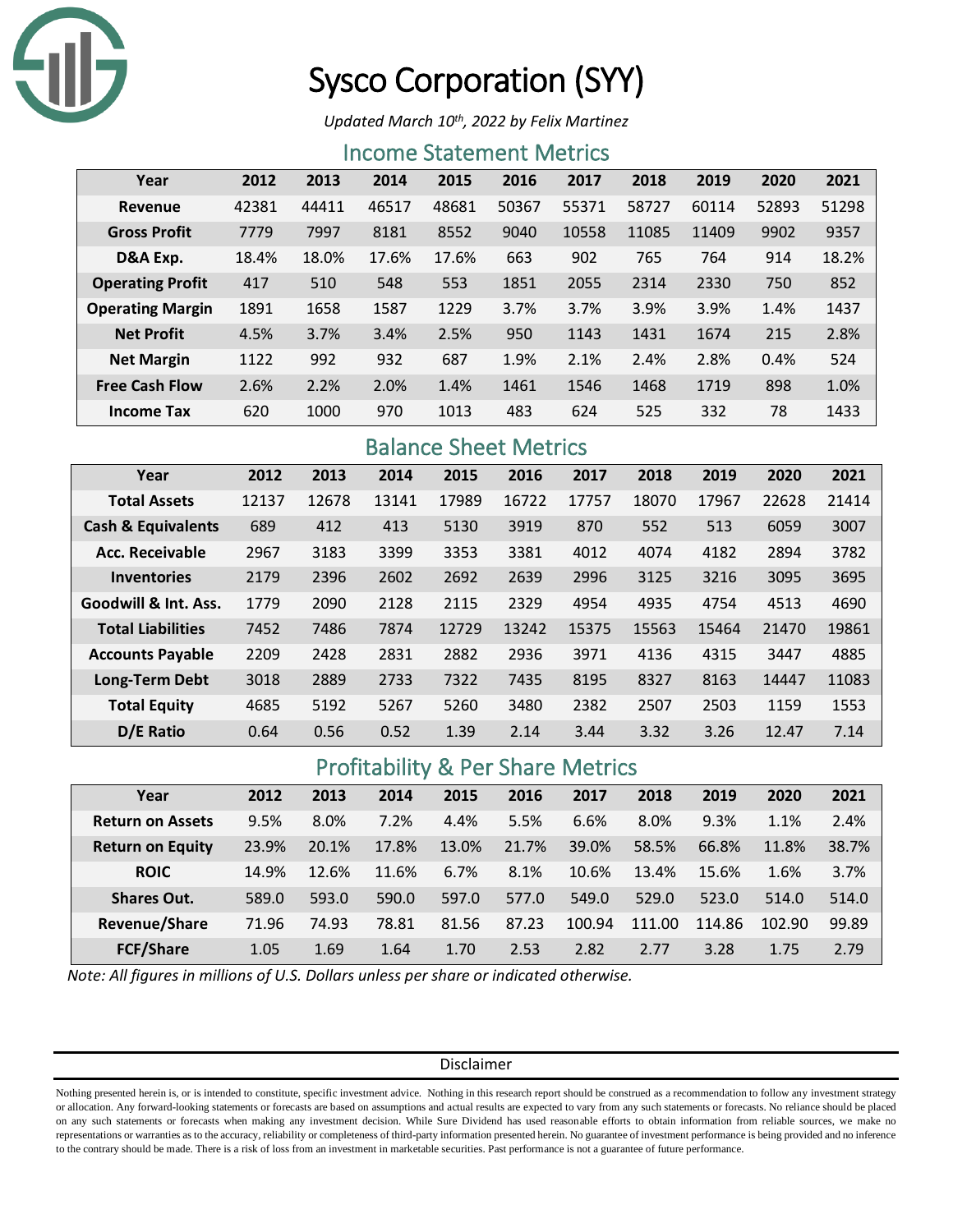# Sysco Corporation (SYY)

*Updated March 10th, 2022 by Felix Martinez*

## Income Statement Metrics

| Year | 2012 | 2013 | 2014 | 2015 | 2016 | 2017 | 2018 | 2019 | 2020 | 2021 |
|---|---|---|---|---|---|---|---|---|---|---|
| **Revenue** | 42381 | 44411 | 46517 | 48681 | 50367 | 55371 | 58727 | 60114 | 52893 | 51298 |
| **Gross Profit** | 7779 | 7997 | 8181 | 8552 | 9040 | 10558 | 11085 | 11409 | 9902 | 9357 |
| **D&A Exp.** | 18.4% | 18.0% | 17.6% | 17.6% | 663 | 902 | 765 | 764 | 914 | 18.2% |
| **Operating Profit** | 417 | 510 | 548 | 553 | 1851 | 2055 | 2314 | 2330 | 750 | 852 |
| **Operating Margin** | 1891 | 1658 | 1587 | 1229 | 3.7% | 3.7% | 3.9% | 3.9% | 1.4% | 1437 |
| **Net Profit** | 4.5% | 3.7% | 3.4% | 2.5% | 950 | 1143 | 1431 | 1674 | 215 | 2.8% |
| **Net Margin** | 1122 | 992 | 932 | 687 | 1.9% | 2.1% | 2.4% | 2.8% | 0.4% | 524 |
| **Free Cash Flow** | 2.6% | 2.2% | 2.0% | 1.4% | 1461 | 1546 | 1468 | 1719 | 898 | 1.0% |
| **Income Tax** | 620 | 1000 | 970 | 1013 | 483 | 624 | 525 | 332 | 78 | 1433 |

## Balance Sheet Metrics

| Year | 2012 | 2013 | 2014 | 2015 | 2016 | 2017 | 2018 | 2019 | 2020 | 2021 |
|---|---|---|---|---|---|---|---|---|---|---|
| **Total Assets** | 12137 | 12678 | 13141 | 17989 | 16722 | 17757 | 18070 | 17967 | 22628 | 21414 |
| **Cash & Equivalents** | 689 | 412 | 413 | 5130 | 3919 | 870 | 552 | 513 | 6059 | 3007 |
| **Acc. Receivable** | 2967 | 3183 | 3399 | 3353 | 3381 | 4012 | 4074 | 4182 | 2894 | 3782 |
| **Inventories** | 2179 | 2396 | 2602 | 2692 | 2639 | 2996 | 3125 | 3216 | 3095 | 3695 |
| **Goodwill & Int. Ass.** | 1779 | 2090 | 2128 | 2115 | 2329 | 4954 | 4935 | 4754 | 4513 | 4690 |
| **Total Liabilities** | 7452 | 7486 | 7874 | 12729 | 13242 | 15375 | 15563 | 15464 | 21470 | 19861 |
| **Accounts Payable** | 2209 | 2428 | 2831 | 2882 | 2936 | 3971 | 4136 | 4315 | 3447 | 4885 |
| **Long-Term Debt** | 3018 | 2889 | 2733 | 7322 | 7435 | 8195 | 8327 | 8163 | 14447 | 11083 |
| **Total Equity** | 4685 | 5192 | 5267 | 5260 | 3480 | 2382 | 2507 | 2503 | 1159 | 1553 |
| **D/E Ratio** | 0.64 | 0.56 | 0.52 | 1.39 | 2.14 | 3.44 | 3.32 | 3.26 | 12.47 | 7.14 |

## Profitability & Per Share Metrics

| Year | 2012 | 2013 | 2014 | 2015 | 2016 | 2017 | 2018 | 2019 | 2020 | 2021 |
|---|---|---|---|---|---|---|---|---|---|---|
| **Return on Assets** | 9.5% | 8.0% | 7.2% | 4.4% | 5.5% | 6.6% | 8.0% | 9.3% | 1.1% | 2.4% |
| **Return on Equity** | 23.9% | 20.1% | 17.8% | 13.0% | 21.7% | 39.0% | 58.5% | 66.8% | 11.8% | 38.7% |
| **ROIC** | 14.9% | 12.6% | 11.6% | 6.7% | 8.1% | 10.6% | 13.4% | 15.6% | 1.6% | 3.7% |
| **Shares Out.** | 589.0 | 593.0 | 590.0 | 597.0 | 577.0 | 549.0 | 529.0 | 523.0 | 514.0 | 514.0 |
| **Revenue/Share** | 71.96 | 74.93 | 78.81 | 81.56 | 87.23 | 100.94 | 111.00 | 114.86 | 102.90 | 99.89 |
| **FCF/Share** | 1.05 | 1.69 | 1.64 | 1.70 | 2.53 | 2.82 | 2.77 | 3.28 | 1.75 | 2.79 |

*Note: All figures in millions of U.S. Dollars unless per share or indicated otherwise.*

---

Disclaimer

Nothing presented herein is, or is intended to constitute, specific investment advice. Nothing in this research report should be construed as a recommendation to follow any investment strategy or allocation. Any forward-looking statements or forecasts are based on assumptions and actual results are expected to vary from any such statements or forecasts. No reliance should be placed on any such statements or forecasts when making any investment decision. While Sure Dividend has used reasonable efforts to obtain information from reliable sources, we make no representations or warranties as to the accuracy, reliability or completeness of third-party information presented herein. No guarantee of investment performance is being provided and no inference to the contrary should be made. There is a risk of loss from an investment in marketable securities. Past performance is not a guarantee of future performance.